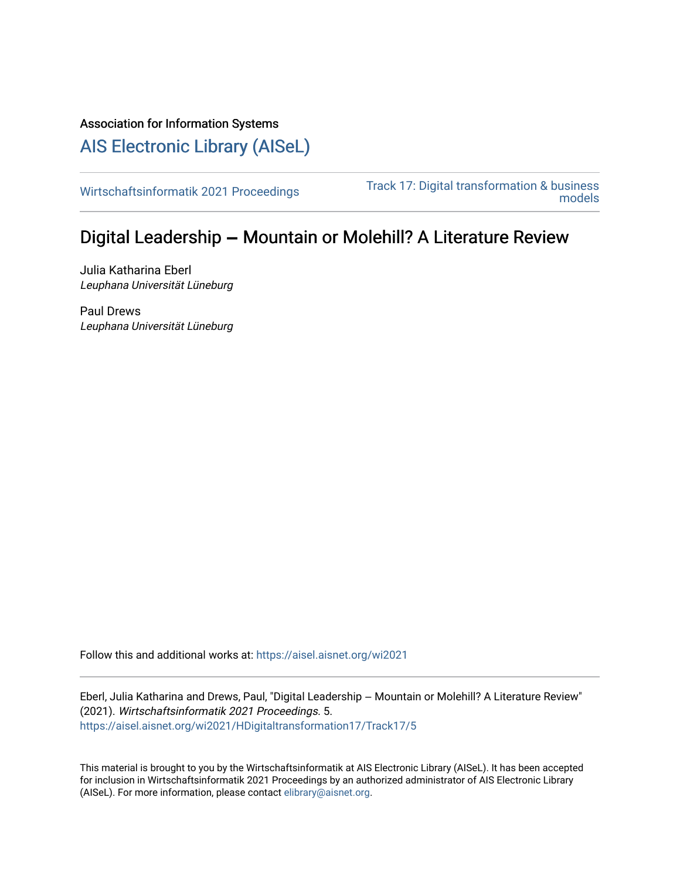Association for Information Systems

# AIS Electronic Library (AISeL)

Wirtschaftsinformatik 2021 Proceedings

Track 17: Digital transformation & business models

## Digital Leadership — Mountain or Molehill? A Literature Review

Julia Katharina Eberl
*Leuphana Universität Lüneburg*

Paul Drews
*Leuphana Universität Lüneburg*

Follow this and additional works at: https://aisel.aisnet.org/wi2021

Eberl, Julia Katharina and Drews, Paul, "Digital Leadership — Mountain or Molehill? A Literature Review" (2021). *Wirtschaftsinformatik 2021 Proceedings*. 5.
https://aisel.aisnet.org/wi2021/HDigitaltransformation17/Track17/5

This material is brought to you by the Wirtschaftsinformatik at AIS Electronic Library (AISeL). It has been accepted for inclusion in Wirtschaftsinformatik 2021 Proceedings by an authorized administrator of AIS Electronic Library (AISeL). For more information, please contact elibrary@aisnet.org.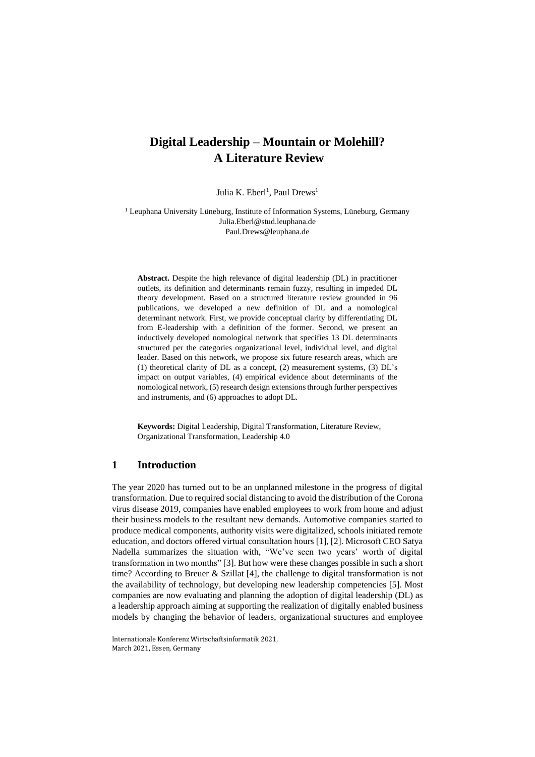# Digital Leadership – Mountain or Molehill? A Literature Review

Julia K. Eberl[1], Paul Drews[1]

[1] Leuphana University Lüneburg, Institute of Information Systems, Lüneburg, Germany
Julia.Eberl@stud.leuphana.de
Paul.Drews@leuphana.de

**Abstract.** Despite the high relevance of digital leadership (DL) in practitioner outlets, its definition and determinants remain fuzzy, resulting in impeded DL theory development. Based on a structured literature review grounded in 96 publications, we developed a new definition of DL and a nomological determinant network. First, we provide conceptual clarity by differentiating DL from E-leadership with a definition of the former. Second, we present an inductively developed nomological network that specifies 13 DL determinants structured per the categories organizational level, individual level, and digital leader. Based on this network, we propose six future research areas, which are (1) theoretical clarity of DL as a concept, (2) measurement systems, (3) DL's impact on output variables, (4) empirical evidence about determinants of the nomological network, (5) research design extensions through further perspectives and instruments, and (6) approaches to adopt DL.

**Keywords:** Digital Leadership, Digital Transformation, Literature Review, Organizational Transformation, Leadership 4.0

## 1 Introduction

The year 2020 has turned out to be an unplanned milestone in the progress of digital transformation. Due to required social distancing to avoid the distribution of the Corona virus disease 2019, companies have enabled employees to work from home and adjust their business models to the resultant new demands. Automotive companies started to produce medical components, authority visits were digitalized, schools initiated remote education, and doctors offered virtual consultation hours [1], [2]. Microsoft CEO Satya Nadella summarizes the situation with, "We've seen two years' worth of digital transformation in two months" [3]. But how were these changes possible in such a short time? According to Breuer & Szillat [4], the challenge to digital transformation is not the availability of technology, but developing new leadership competencies [5]. Most companies are now evaluating and planning the adoption of digital leadership (DL) as a leadership approach aiming at supporting the realization of digitally enabled business models by changing the behavior of leaders, organizational structures and employee

Internationale Konferenz Wirtschaftsinformatik 2021,
March 2021, Essen, Germany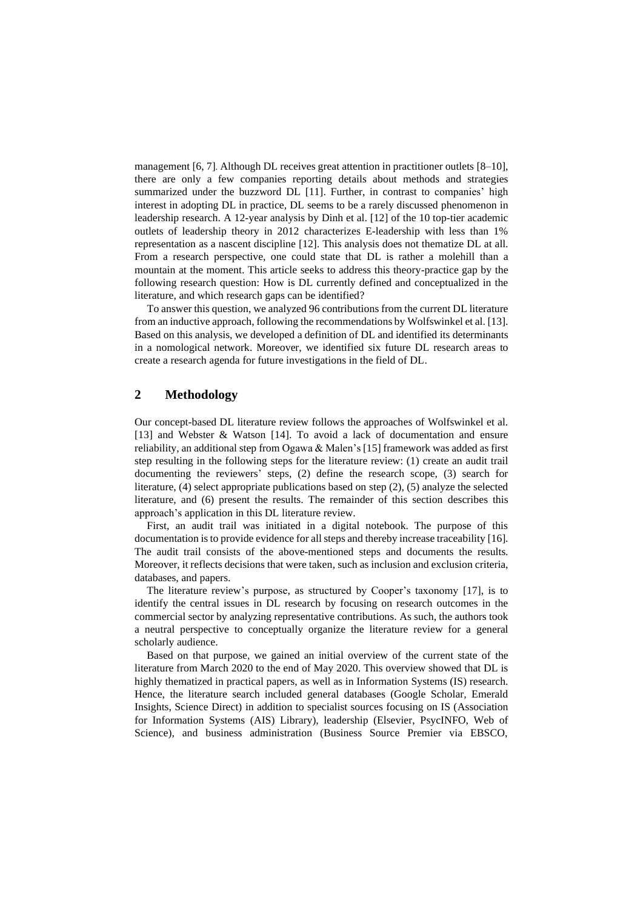management [6, 7]. Although DL receives great attention in practitioner outlets [8–10], there are only a few companies reporting details about methods and strategies summarized under the buzzword DL [11]. Further, in contrast to companies' high interest in adopting DL in practice, DL seems to be a rarely discussed phenomenon in leadership research. A 12-year analysis by Dinh et al. [12] of the 10 top-tier academic outlets of leadership theory in 2012 characterizes E-leadership with less than 1% representation as a nascent discipline [12]. This analysis does not thematize DL at all. From a research perspective, one could state that DL is rather a molehill than a mountain at the moment. This article seeks to address this theory-practice gap by the following research question: How is DL currently defined and conceptualized in the literature, and which research gaps can be identified?

To answer this question, we analyzed 96 contributions from the current DL literature from an inductive approach, following the recommendations by Wolfswinkel et al. [13]. Based on this analysis, we developed a definition of DL and identified its determinants in a nomological network. Moreover, we identified six future DL research areas to create a research agenda for future investigations in the field of DL.

## 2 Methodology

Our concept-based DL literature review follows the approaches of Wolfswinkel et al. [13] and Webster & Watson [14]. To avoid a lack of documentation and ensure reliability, an additional step from Ogawa & Malen's [15] framework was added as first step resulting in the following steps for the literature review: (1) create an audit trail documenting the reviewers' steps, (2) define the research scope, (3) search for literature, (4) select appropriate publications based on step (2), (5) analyze the selected literature, and (6) present the results. The remainder of this section describes this approach's application in this DL literature review.

First, an audit trail was initiated in a digital notebook. The purpose of this documentation is to provide evidence for all steps and thereby increase traceability [16]. The audit trail consists of the above-mentioned steps and documents the results. Moreover, it reflects decisions that were taken, such as inclusion and exclusion criteria, databases, and papers.

The literature review's purpose, as structured by Cooper's taxonomy [17], is to identify the central issues in DL research by focusing on research outcomes in the commercial sector by analyzing representative contributions. As such, the authors took a neutral perspective to conceptually organize the literature review for a general scholarly audience.

Based on that purpose, we gained an initial overview of the current state of the literature from March 2020 to the end of May 2020. This overview showed that DL is highly thematized in practical papers, as well as in Information Systems (IS) research. Hence, the literature search included general databases (Google Scholar, Emerald Insights, Science Direct) in addition to specialist sources focusing on IS (Association for Information Systems (AIS) Library), leadership (Elsevier, PsycINFO, Web of Science), and business administration (Business Source Premier via EBSCO,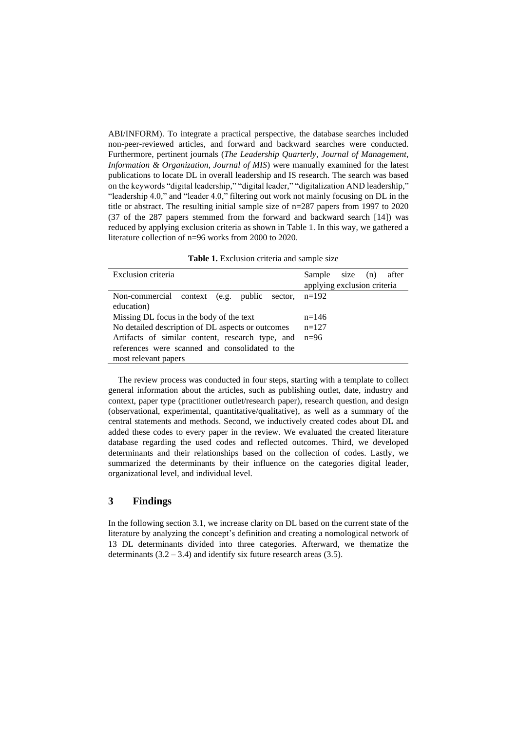ABI/INFORM). To integrate a practical perspective, the database searches included non-peer-reviewed articles, and forward and backward searches were conducted. Furthermore, pertinent journals (*The Leadership Quarterly*, *Journal of Management*, *Information & Organization*, *Journal of MIS*) were manually examined for the latest publications to locate DL in overall leadership and IS research. The search was based on the keywords "digital leadership," "digital leader," "digitalization AND leadership," "leadership 4.0," and "leader 4.0," filtering out work not mainly focusing on DL in the title or abstract. The resulting initial sample size of n=287 papers from 1997 to 2020 (37 of the 287 papers stemmed from the forward and backward search [14]) was reduced by applying exclusion criteria as shown in Table 1. In this way, we gathered a literature collection of n=96 works from 2000 to 2020.

**Table 1.** Exclusion criteria and sample size

| Exclusion criteria | Sample size (n) after applying exclusion criteria |
|---|---|
| Non-commercial context (e.g. public sector, education) | n=192 |
| Missing DL focus in the body of the text | n=146 |
| No detailed description of DL aspects or outcomes | n=127 |
| Artifacts of similar content, research type, and references were scanned and consolidated to the most relevant papers | n=96 |

The review process was conducted in four steps, starting with a template to collect general information about the articles, such as publishing outlet, date, industry and context, paper type (practitioner outlet/research paper), research question, and design (observational, experimental, quantitative/qualitative), as well as a summary of the central statements and methods. Second, we inductively created codes about DL and added these codes to every paper in the review. We evaluated the created literature database regarding the used codes and reflected outcomes. Third, we developed determinants and their relationships based on the collection of codes. Lastly, we summarized the determinants by their influence on the categories digital leader, organizational level, and individual level.

## 3 Findings

In the following section 3.1, we increase clarity on DL based on the current state of the literature by analyzing the concept's definition and creating a nomological network of 13 DL determinants divided into three categories. Afterward, we thematize the determinants (3.2 – 3.4) and identify six future research areas (3.5).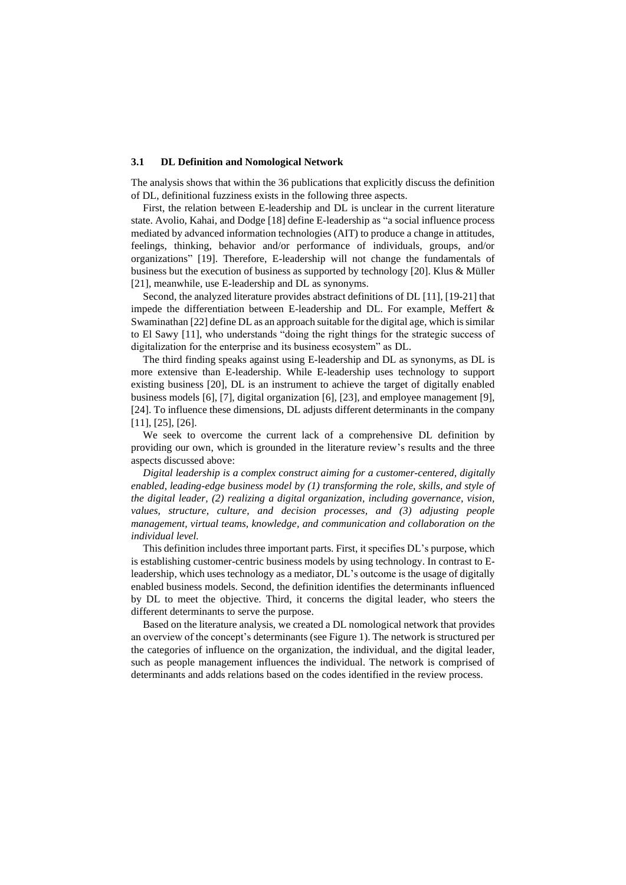### 3.1 DL Definition and Nomological Network

The analysis shows that within the 36 publications that explicitly discuss the definition of DL, definitional fuzziness exists in the following three aspects.

First, the relation between E-leadership and DL is unclear in the current literature state. Avolio, Kahai, and Dodge [18] define E-leadership as "a social influence process mediated by advanced information technologies (AIT) to produce a change in attitudes, feelings, thinking, behavior and/or performance of individuals, groups, and/or organizations" [19]. Therefore, E-leadership will not change the fundamentals of business but the execution of business as supported by technology [20]. Klus & Müller [21], meanwhile, use E-leadership and DL as synonyms.

Second, the analyzed literature provides abstract definitions of DL [11], [19-21] that impede the differentiation between E-leadership and DL. For example, Meffert & Swaminathan [22] define DL as an approach suitable for the digital age, which is similar to El Sawy [11], who understands "doing the right things for the strategic success of digitalization for the enterprise and its business ecosystem" as DL.

The third finding speaks against using E-leadership and DL as synonyms, as DL is more extensive than E-leadership. While E-leadership uses technology to support existing business [20], DL is an instrument to achieve the target of digitally enabled business models [6], [7], digital organization [6], [23], and employee management [9], [24]. To influence these dimensions, DL adjusts different determinants in the company [11], [25], [26].

We seek to overcome the current lack of a comprehensive DL definition by providing our own, which is grounded in the literature review's results and the three aspects discussed above:

*Digital leadership is a complex construct aiming for a customer-centered, digitally enabled, leading-edge business model by (1) transforming the role, skills, and style of the digital leader, (2) realizing a digital organization, including governance, vision, values, structure, culture, and decision processes, and (3) adjusting people management, virtual teams, knowledge, and communication and collaboration on the individual level.*

This definition includes three important parts. First, it specifies DL's purpose, which is establishing customer-centric business models by using technology. In contrast to E-leadership, which uses technology as a mediator, DL's outcome is the usage of digitally enabled business models. Second, the definition identifies the determinants influenced by DL to meet the objective. Third, it concerns the digital leader, who steers the different determinants to serve the purpose.

Based on the literature analysis, we created a DL nomological network that provides an overview of the concept's determinants (see Figure 1). The network is structured per the categories of influence on the organization, the individual, and the digital leader, such as people management influences the individual. The network is comprised of determinants and adds relations based on the codes identified in the review process.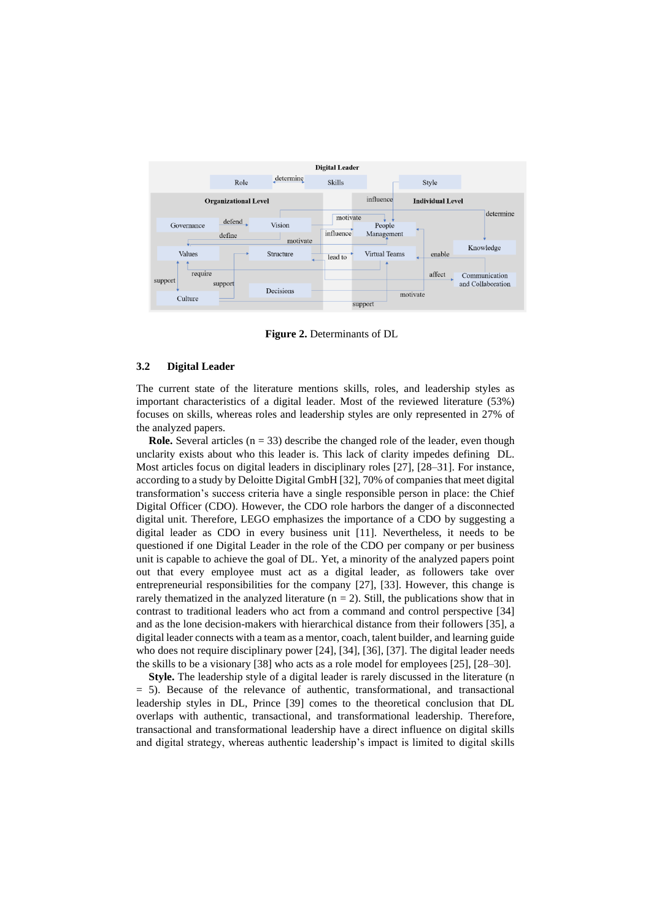**Figure 2.** Determinants of DL

### 3.2 Digital Leader

The current state of the literature mentions skills, roles, and leadership styles as important characteristics of a digital leader. Most of the reviewed literature (53%) focuses on skills, whereas roles and leadership styles are only represented in 27% of the analyzed papers.

**Role.** Several articles (n = 33) describe the changed role of the leader, even though unclarity exists about who this leader is. This lack of clarity impedes defining DL. Most articles focus on digital leaders in disciplinary roles [27], [28–31]. For instance, according to a study by Deloitte Digital GmbH [32], 70% of companies that meet digital transformation's success criteria have a single responsible person in place: the Chief Digital Officer (CDO). However, the CDO role harbors the danger of a disconnected digital unit. Therefore, LEGO emphasizes the importance of a CDO by suggesting a digital leader as CDO in every business unit [11]. Nevertheless, it needs to be questioned if one Digital Leader in the role of the CDO per company or per business unit is capable to achieve the goal of DL. Yet, a minority of the analyzed papers point out that every employee must act as a digital leader, as followers take over entrepreneurial responsibilities for the company [27], [33]. However, this change is rarely thematized in the analyzed literature (n = 2). Still, the publications show that in contrast to traditional leaders who act from a command and control perspective [34] and as the lone decision-makers with hierarchical distance from their followers [35], a digital leader connects with a team as a mentor, coach, talent builder, and learning guide who does not require disciplinary power [24], [34], [36], [37]. The digital leader needs the skills to be a visionary [38] who acts as a role model for employees [25], [28–30].

**Style.** The leadership style of a digital leader is rarely discussed in the literature (n = 5). Because of the relevance of authentic, transformational, and transactional leadership styles in DL, Prince [39] comes to the theoretical conclusion that DL overlaps with authentic, transactional, and transformational leadership. Therefore, transactional and transformational leadership have a direct influence on digital skills and digital strategy, whereas authentic leadership's impact is limited to digital skills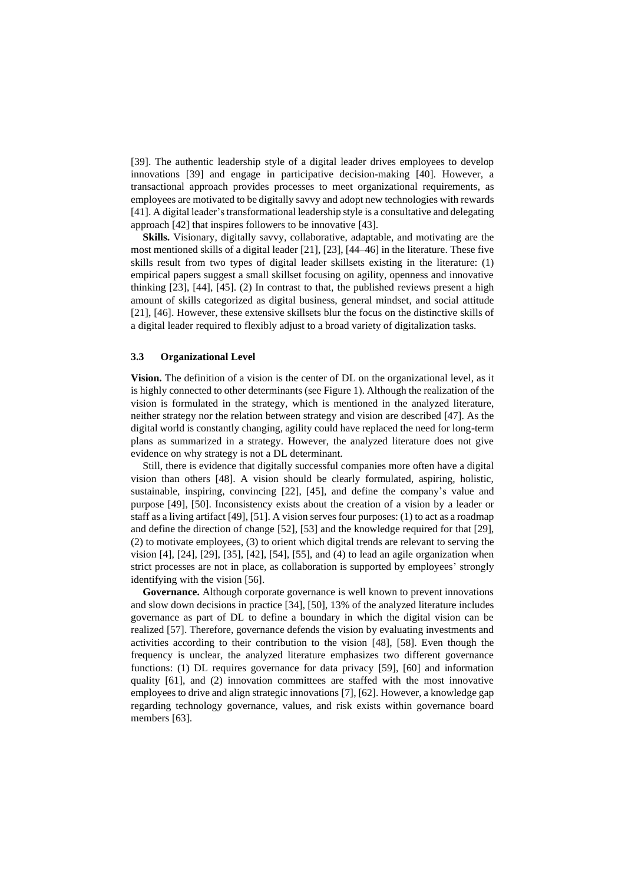[39]. The authentic leadership style of a digital leader drives employees to develop innovations [39] and engage in participative decision-making [40]. However, a transactional approach provides processes to meet organizational requirements, as employees are motivated to be digitally savvy and adopt new technologies with rewards [41]. A digital leader's transformational leadership style is a consultative and delegating approach [42] that inspires followers to be innovative [43].

**Skills.** Visionary, digitally savvy, collaborative, adaptable, and motivating are the most mentioned skills of a digital leader [21], [23], [44–46] in the literature. These five skills result from two types of digital leader skillsets existing in the literature: (1) empirical papers suggest a small skillset focusing on agility, openness and innovative thinking [23], [44], [45]. (2) In contrast to that, the published reviews present a high amount of skills categorized as digital business, general mindset, and social attitude [21], [46]. However, these extensive skillsets blur the focus on the distinctive skills of a digital leader required to flexibly adjust to a broad variety of digitalization tasks.

### 3.3 Organizational Level

**Vision.** The definition of a vision is the center of DL on the organizational level, as it is highly connected to other determinants (see Figure 1). Although the realization of the vision is formulated in the strategy, which is mentioned in the analyzed literature, neither strategy nor the relation between strategy and vision are described [47]. As the digital world is constantly changing, agility could have replaced the need for long-term plans as summarized in a strategy. However, the analyzed literature does not give evidence on why strategy is not a DL determinant.

Still, there is evidence that digitally successful companies more often have a digital vision than others [48]. A vision should be clearly formulated, aspiring, holistic, sustainable, inspiring, convincing [22], [45], and define the company's value and purpose [49], [50]. Inconsistency exists about the creation of a vision by a leader or staff as a living artifact [49], [51]. A vision serves four purposes: (1) to act as a roadmap and define the direction of change [52], [53] and the knowledge required for that [29], (2) to motivate employees, (3) to orient which digital trends are relevant to serving the vision [4], [24], [29], [35], [42], [54], [55], and (4) to lead an agile organization when strict processes are not in place, as collaboration is supported by employees' strongly identifying with the vision [56].

**Governance.** Although corporate governance is well known to prevent innovations and slow down decisions in practice [34], [50], 13% of the analyzed literature includes governance as part of DL to define a boundary in which the digital vision can be realized [57]. Therefore, governance defends the vision by evaluating investments and activities according to their contribution to the vision [48], [58]. Even though the frequency is unclear, the analyzed literature emphasizes two different governance functions: (1) DL requires governance for data privacy [59], [60] and information quality [61], and (2) innovation committees are staffed with the most innovative employees to drive and align strategic innovations [7], [62]. However, a knowledge gap regarding technology governance, values, and risk exists within governance board members [63].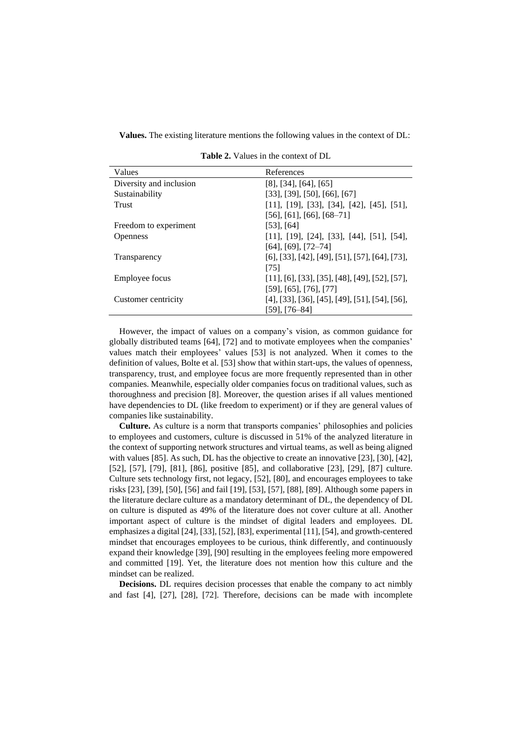**Values.** The existing literature mentions the following values in the context of DL:

**Table 2.** Values in the context of DL

| Values | References |
|---|---|
| Diversity and inclusion | [8], [34], [64], [65] |
| Sustainability | [33], [39], [50], [66], [67] |
| Trust | [11], [19], [33], [34], [42], [45], [51], [56], [61], [66], [68–71] |
| Freedom to experiment | [53], [64] |
| Openness | [11], [19], [24], [33], [44], [51], [54], [64], [69], [72–74] |
| Transparency | [6], [33], [42], [49], [51], [57], [64], [73], [75] |
| Employee focus | [11], [6], [33], [35], [48], [49], [52], [57], [59], [65], [76], [77] |
| Customer centricity | [4], [33], [36], [45], [49], [51], [54], [56], [59], [76–84] |

However, the impact of values on a company's vision, as common guidance for globally distributed teams [64], [72] and to motivate employees when the companies' values match their employees' values [53] is not analyzed. When it comes to the definition of values, Bolte et al. [53] show that within start-ups, the values of openness, transparency, trust, and employee focus are more frequently represented than in other companies. Meanwhile, especially older companies focus on traditional values, such as thoroughness and precision [8]. Moreover, the question arises if all values mentioned have dependencies to DL (like freedom to experiment) or if they are general values of companies like sustainability.

**Culture.** As culture is a norm that transports companies' philosophies and policies to employees and customers, culture is discussed in 51% of the analyzed literature in the context of supporting network structures and virtual teams, as well as being aligned with values [85]. As such, DL has the objective to create an innovative [23], [30], [42], [52], [57], [79], [81], [86], positive [85], and collaborative [23], [29], [87] culture. Culture sets technology first, not legacy, [52], [80], and encourages employees to take risks [23], [39], [50], [56] and fail [19], [53], [57], [88], [89]. Although some papers in the literature declare culture as a mandatory determinant of DL, the dependency of DL on culture is disputed as 49% of the literature does not cover culture at all. Another important aspect of culture is the mindset of digital leaders and employees. DL emphasizes a digital [24], [33], [52], [83], experimental [11], [54], and growth-centered mindset that encourages employees to be curious, think differently, and continuously expand their knowledge [39], [90] resulting in the employees feeling more empowered and committed [19]. Yet, the literature does not mention how this culture and the mindset can be realized.

**Decisions.** DL requires decision processes that enable the company to act nimbly and fast [4], [27], [28], [72]. Therefore, decisions can be made with incomplete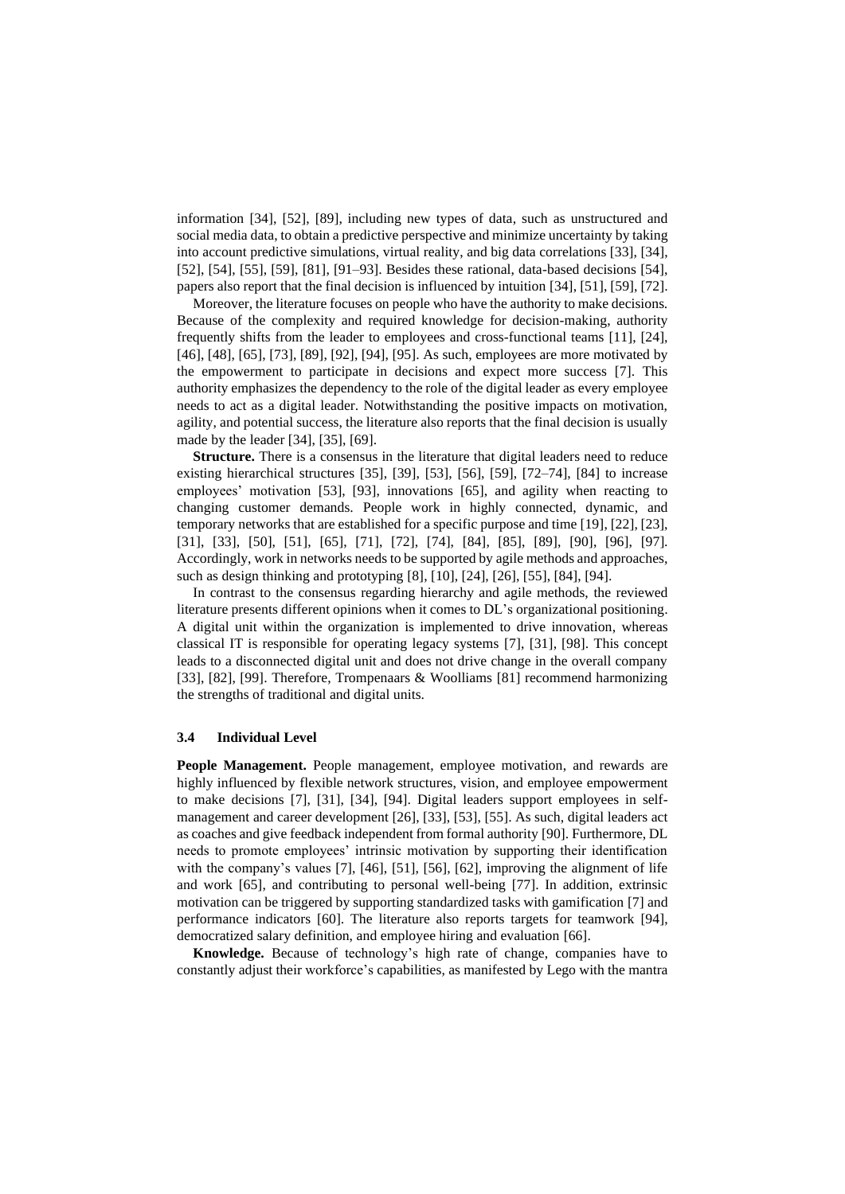information [34], [52], [89], including new types of data, such as unstructured and social media data, to obtain a predictive perspective and minimize uncertainty by taking into account predictive simulations, virtual reality, and big data correlations [33], [34], [52], [54], [55], [59], [81], [91–93]. Besides these rational, data-based decisions [54], papers also report that the final decision is influenced by intuition [34], [51], [59], [72].

Moreover, the literature focuses on people who have the authority to make decisions. Because of the complexity and required knowledge for decision-making, authority frequently shifts from the leader to employees and cross-functional teams [11], [24], [46], [48], [65], [73], [89], [92], [94], [95]. As such, employees are more motivated by the empowerment to participate in decisions and expect more success [7]. This authority emphasizes the dependency to the role of the digital leader as every employee needs to act as a digital leader. Notwithstanding the positive impacts on motivation, agility, and potential success, the literature also reports that the final decision is usually made by the leader [34], [35], [69].

**Structure.** There is a consensus in the literature that digital leaders need to reduce existing hierarchical structures [35], [39], [53], [56], [59], [72–74], [84] to increase employees' motivation [53], [93], innovations [65], and agility when reacting to changing customer demands. People work in highly connected, dynamic, and temporary networks that are established for a specific purpose and time [19], [22], [23], [31], [33], [50], [51], [65], [71], [72], [74], [84], [85], [89], [90], [96], [97]. Accordingly, work in networks needs to be supported by agile methods and approaches, such as design thinking and prototyping [8], [10], [24], [26], [55], [84], [94].

In contrast to the consensus regarding hierarchy and agile methods, the reviewed literature presents different opinions when it comes to DL's organizational positioning. A digital unit within the organization is implemented to drive innovation, whereas classical IT is responsible for operating legacy systems [7], [31], [98]. This concept leads to a disconnected digital unit and does not drive change in the overall company [33], [82], [99]. Therefore, Trompenaars & Woolliams [81] recommend harmonizing the strengths of traditional and digital units.

### 3.4 Individual Level

**People Management.** People management, employee motivation, and rewards are highly influenced by flexible network structures, vision, and employee empowerment to make decisions [7], [31], [34], [94]. Digital leaders support employees in self-management and career development [26], [33], [53], [55]. As such, digital leaders act as coaches and give feedback independent from formal authority [90]. Furthermore, DL needs to promote employees' intrinsic motivation by supporting their identification with the company's values [7], [46], [51], [56], [62], improving the alignment of life and work [65], and contributing to personal well-being [77]. In addition, extrinsic motivation can be triggered by supporting standardized tasks with gamification [7] and performance indicators [60]. The literature also reports targets for teamwork [94], democratized salary definition, and employee hiring and evaluation [66].

**Knowledge.** Because of technology's high rate of change, companies have to constantly adjust their workforce's capabilities, as manifested by Lego with the mantra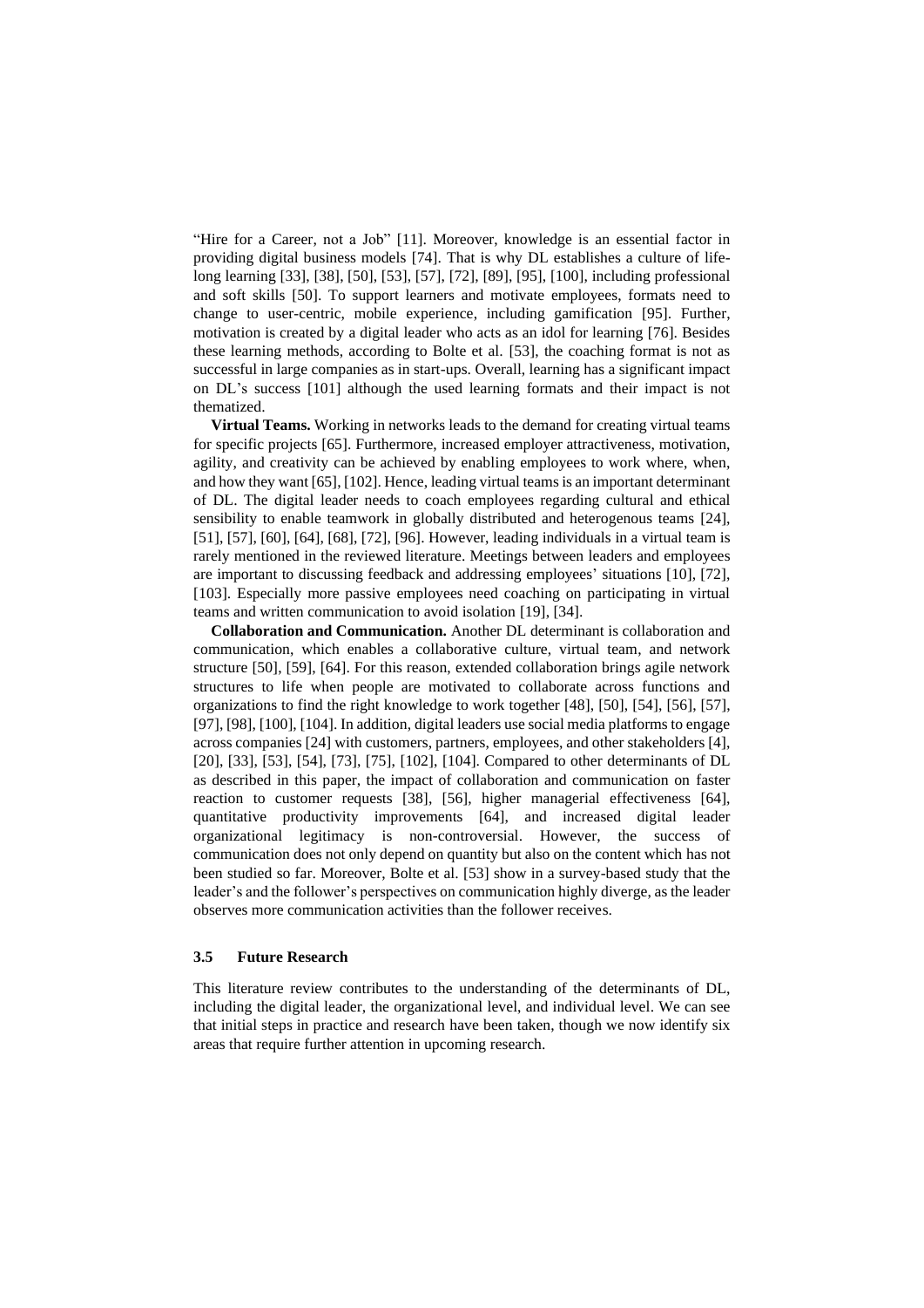"Hire for a Career, not a Job" [11]. Moreover, knowledge is an essential factor in providing digital business models [74]. That is why DL establishes a culture of life-long learning [33], [38], [50], [53], [57], [72], [89], [95], [100], including professional and soft skills [50]. To support learners and motivate employees, formats need to change to user-centric, mobile experience, including gamification [95]. Further, motivation is created by a digital leader who acts as an idol for learning [76]. Besides these learning methods, according to Bolte et al. [53], the coaching format is not as successful in large companies as in start-ups. Overall, learning has a significant impact on DL's success [101] although the used learning formats and their impact is not thematized.

**Virtual Teams.** Working in networks leads to the demand for creating virtual teams for specific projects [65]. Furthermore, increased employer attractiveness, motivation, agility, and creativity can be achieved by enabling employees to work where, when, and how they want [65], [102]. Hence, leading virtual teams is an important determinant of DL. The digital leader needs to coach employees regarding cultural and ethical sensibility to enable teamwork in globally distributed and heterogenous teams [24], [51], [57], [60], [64], [68], [72], [96]. However, leading individuals in a virtual team is rarely mentioned in the reviewed literature. Meetings between leaders and employees are important to discussing feedback and addressing employees' situations [10], [72], [103]. Especially more passive employees need coaching on participating in virtual teams and written communication to avoid isolation [19], [34].

**Collaboration and Communication.** Another DL determinant is collaboration and communication, which enables a collaborative culture, virtual team, and network structure [50], [59], [64]. For this reason, extended collaboration brings agile network structures to life when people are motivated to collaborate across functions and organizations to find the right knowledge to work together [48], [50], [54], [56], [57], [97], [98], [100], [104]. In addition, digital leaders use social media platforms to engage across companies [24] with customers, partners, employees, and other stakeholders [4], [20], [33], [53], [54], [73], [75], [102], [104]. Compared to other determinants of DL as described in this paper, the impact of collaboration and communication on faster reaction to customer requests [38], [56], higher managerial effectiveness [64], quantitative productivity improvements [64], and increased digital leader organizational legitimacy is non-controversial. However, the success of communication does not only depend on quantity but also on the content which has not been studied so far. Moreover, Bolte et al. [53] show in a survey-based study that the leader's and the follower's perspectives on communication highly diverge, as the leader observes more communication activities than the follower receives.

### 3.5 Future Research

This literature review contributes to the understanding of the determinants of DL, including the digital leader, the organizational level, and individual level. We can see that initial steps in practice and research have been taken, though we now identify six areas that require further attention in upcoming research.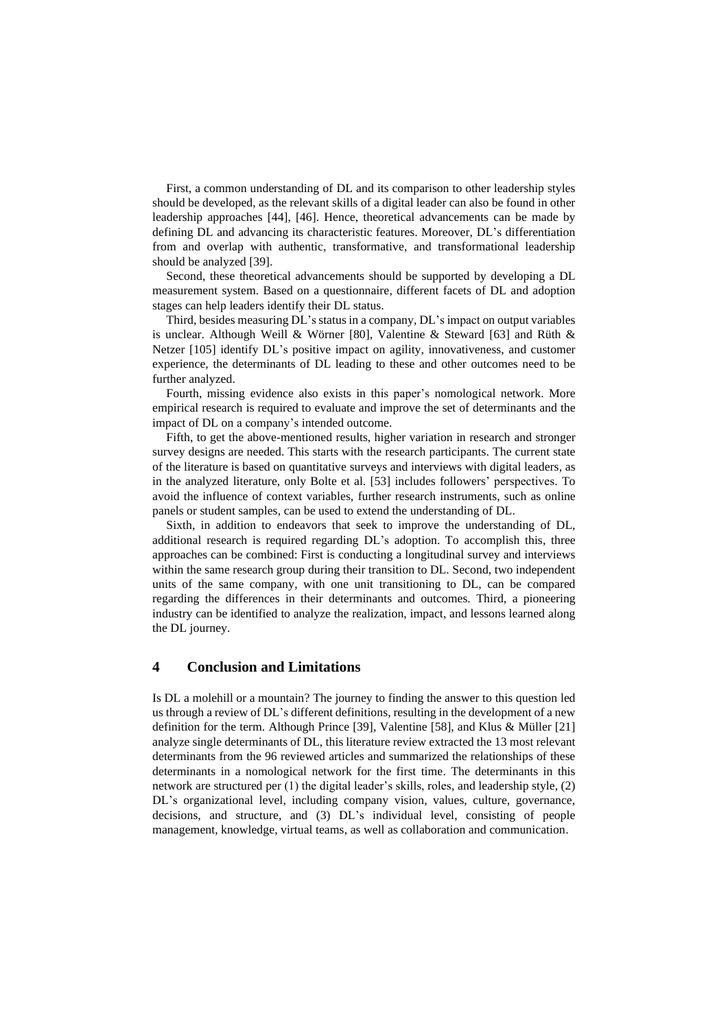First, a common understanding of DL and its comparison to other leadership styles should be developed, as the relevant skills of a digital leader can also be found in other leadership approaches [44], [46]. Hence, theoretical advancements can be made by defining DL and advancing its characteristic features. Moreover, DL's differentiation from and overlap with authentic, transformative, and transformational leadership should be analyzed [39].

Second, these theoretical advancements should be supported by developing a DL measurement system. Based on a questionnaire, different facets of DL and adoption stages can help leaders identify their DL status.

Third, besides measuring DL's status in a company, DL's impact on output variables is unclear. Although Weill & Wörner [80], Valentine & Steward [63] and Rüth & Netzer [105] identify DL's positive impact on agility, innovativeness, and customer experience, the determinants of DL leading to these and other outcomes need to be further analyzed.

Fourth, missing evidence also exists in this paper's nomological network. More empirical research is required to evaluate and improve the set of determinants and the impact of DL on a company's intended outcome.

Fifth, to get the above-mentioned results, higher variation in research and stronger survey designs are needed. This starts with the research participants. The current state of the literature is based on quantitative surveys and interviews with digital leaders, as in the analyzed literature, only Bolte et al. [53] includes followers' perspectives. To avoid the influence of context variables, further research instruments, such as online panels or student samples, can be used to extend the understanding of DL.

Sixth, in addition to endeavors that seek to improve the understanding of DL, additional research is required regarding DL's adoption. To accomplish this, three approaches can be combined: First is conducting a longitudinal survey and interviews within the same research group during their transition to DL. Second, two independent units of the same company, with one unit transitioning to DL, can be compared regarding the differences in their determinants and outcomes. Third, a pioneering industry can be identified to analyze the realization, impact, and lessons learned along the DL journey.

## 4 Conclusion and Limitations

Is DL a molehill or a mountain? The journey to finding the answer to this question led us through a review of DL's different definitions, resulting in the development of a new definition for the term. Although Prince [39], Valentine [58], and Klus & Müller [21] analyze single determinants of DL, this literature review extracted the 13 most relevant determinants from the 96 reviewed articles and summarized the relationships of these determinants in a nomological network for the first time. The determinants in this network are structured per (1) the digital leader's skills, roles, and leadership style, (2) DL's organizational level, including company vision, values, culture, governance, decisions, and structure, and (3) DL's individual level, consisting of people management, knowledge, virtual teams, as well as collaboration and communication.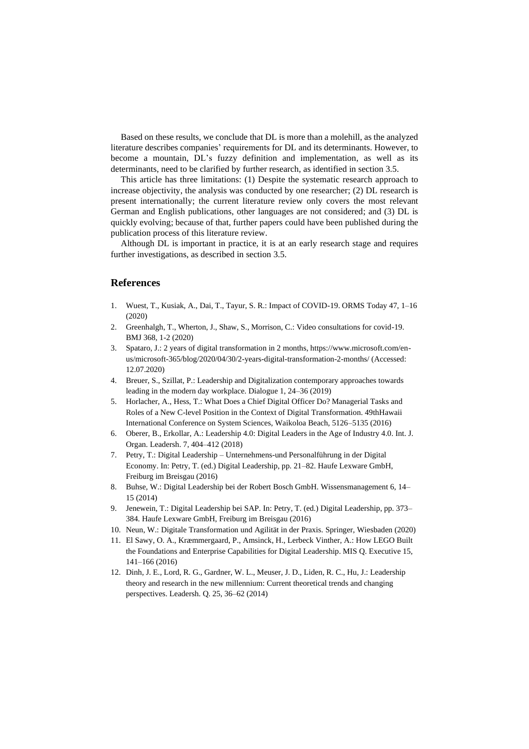Based on these results, we conclude that DL is more than a molehill, as the analyzed literature describes companies' requirements for DL and its determinants. However, to become a mountain, DL's fuzzy definition and implementation, as well as its determinants, need to be clarified by further research, as identified in section 3.5.

This article has three limitations: (1) Despite the systematic research approach to increase objectivity, the analysis was conducted by one researcher; (2) DL research is present internationally; the current literature review only covers the most relevant German and English publications, other languages are not considered; and (3) DL is quickly evolving; because of that, further papers could have been published during the publication process of this literature review.

Although DL is important in practice, it is at an early research stage and requires further investigations, as described in section 3.5.

## References

1. Wuest, T., Kusiak, A., Dai, T., Tayur, S. R.: Impact of COVID-19. ORMS Today 47, 1–16 (2020)
2. Greenhalgh, T., Wherton, J., Shaw, S., Morrison, C.: Video consultations for covid-19. BMJ 368, 1-2 (2020)
3. Spataro, J.: 2 years of digital transformation in 2 months, https://www.microsoft.com/en-us/microsoft-365/blog/2020/04/30/2-years-digital-transformation-2-months/ (Accessed: 12.07.2020)
4. Breuer, S., Szillat, P.: Leadership and Digitalization contemporary approaches towards leading in the modern day workplace. Dialogue 1, 24–36 (2019)
5. Horlacher, A., Hess, T.: What Does a Chief Digital Officer Do? Managerial Tasks and Roles of a New C-level Position in the Context of Digital Transformation. 49thHawaii International Conference on System Sciences, Waikoloa Beach, 5126–5135 (2016)
6. Oberer, B., Erkollar, A.: Leadership 4.0: Digital Leaders in the Age of Industry 4.0. Int. J. Organ. Leadersh. 7, 404–412 (2018)
7. Petry, T.: Digital Leadership – Unternehmens-und Personalführung in der Digital Economy. In: Petry, T. (ed.) Digital Leadership, pp. 21–82. Haufe Lexware GmbH, Freiburg im Breisgau (2016)
8. Buhse, W.: Digital Leadership bei der Robert Bosch GmbH. Wissensmanagement 6, 14–15 (2014)
9. Jenewein, T.: Digital Leadership bei SAP. In: Petry, T. (ed.) Digital Leadership, pp. 373–384. Haufe Lexware GmbH, Freiburg im Breisgau (2016)
10. Neun, W.: Digitale Transformation und Agilität in der Praxis. Springer, Wiesbaden (2020)
11. El Sawy, O. A., Kræmmergaard, P., Amsinck, H., Lerbeck Vinther, A.: How LEGO Built the Foundations and Enterprise Capabilities for Digital Leadership. MIS Q. Executive 15, 141–166 (2016)
12. Dinh, J. E., Lord, R. G., Gardner, W. L., Meuser, J. D., Liden, R. C., Hu, J.: Leadership theory and research in the new millennium: Current theoretical trends and changing perspectives. Leadersh. Q. 25, 36–62 (2014)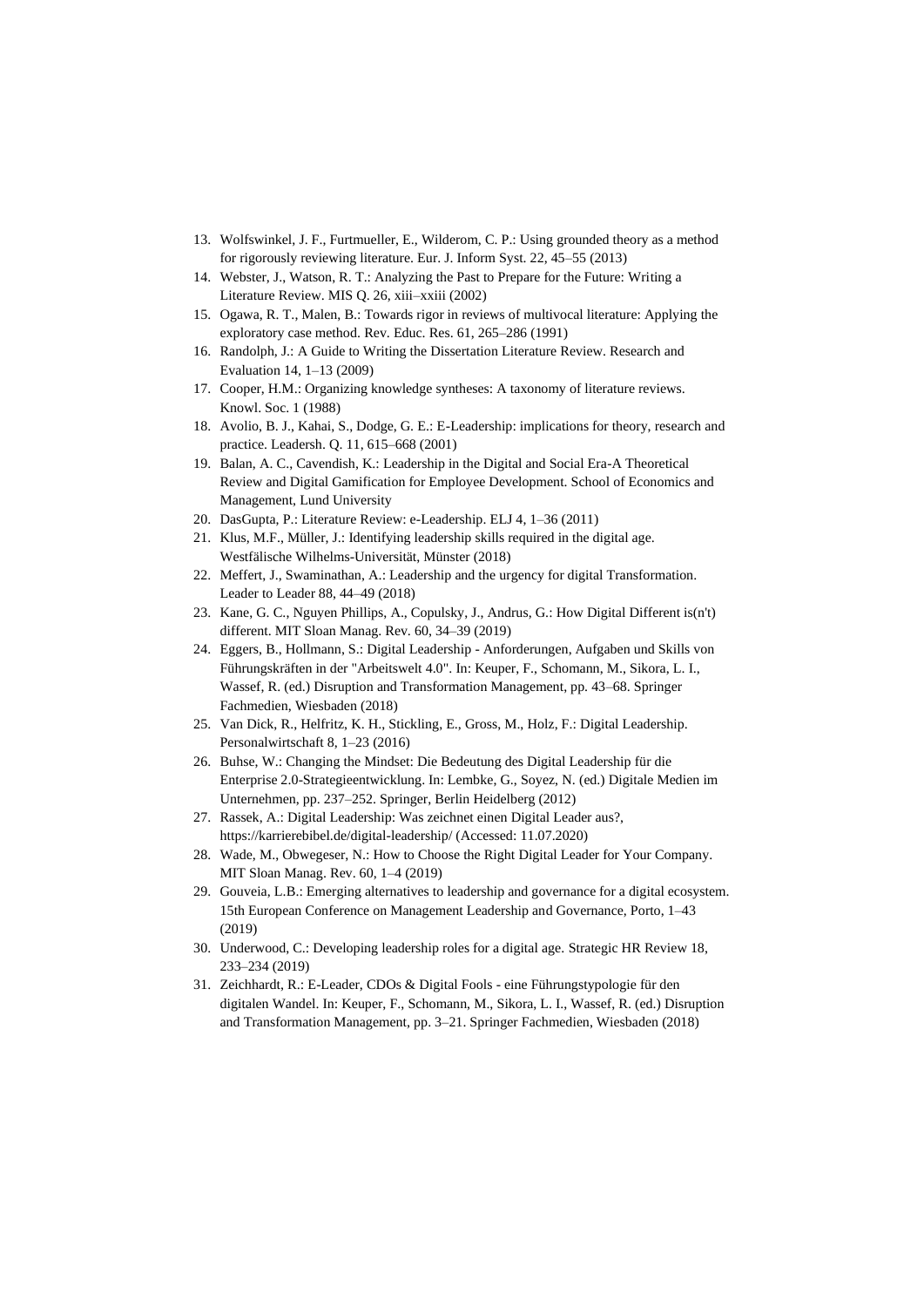13. Wolfswinkel, J. F., Furtmueller, E., Wilderom, C. P.: Using grounded theory as a method for rigorously reviewing literature. Eur. J. Inform Syst. 22, 45–55 (2013)
14. Webster, J., Watson, R. T.: Analyzing the Past to Prepare for the Future: Writing a Literature Review. MIS Q. 26, xiii–xxiii (2002)
15. Ogawa, R. T., Malen, B.: Towards rigor in reviews of multivocal literature: Applying the exploratory case method. Rev. Educ. Res. 61, 265–286 (1991)
16. Randolph, J.: A Guide to Writing the Dissertation Literature Review. Research and Evaluation 14, 1–13 (2009)
17. Cooper, H.M.: Organizing knowledge syntheses: A taxonomy of literature reviews. Knowl. Soc. 1 (1988)
18. Avolio, B. J., Kahai, S., Dodge, G. E.: E-Leadership: implications for theory, research and practice. Leadersh. Q. 11, 615–668 (2001)
19. Balan, A. C., Cavendish, K.: Leadership in the Digital and Social Era-A Theoretical Review and Digital Gamification for Employee Development. School of Economics and Management, Lund University
20. DasGupta, P.: Literature Review: e-Leadership. ELJ 4, 1–36 (2011)
21. Klus, M.F., Müller, J.: Identifying leadership skills required in the digital age. Westfälische Wilhelms-Universität, Münster (2018)
22. Meffert, J., Swaminathan, A.: Leadership and the urgency for digital Transformation. Leader to Leader 88, 44–49 (2018)
23. Kane, G. C., Nguyen Phillips, A., Copulsky, J., Andrus, G.: How Digital Different is(n't) different. MIT Sloan Manag. Rev. 60, 34–39 (2019)
24. Eggers, B., Hollmann, S.: Digital Leadership - Anforderungen, Aufgaben und Skills von Führungskräften in der "Arbeitswelt 4.0". In: Keuper, F., Schomann, M., Sikora, L. I., Wassef, R. (ed.) Disruption and Transformation Management, pp. 43–68. Springer Fachmedien, Wiesbaden (2018)
25. Van Dick, R., Helfritz, K. H., Stickling, E., Gross, M., Holz, F.: Digital Leadership. Personalwirtschaft 8, 1–23 (2016)
26. Buhse, W.: Changing the Mindset: Die Bedeutung des Digital Leadership für die Enterprise 2.0-Strategieentwicklung. In: Lembke, G., Soyez, N. (ed.) Digitale Medien im Unternehmen, pp. 237–252. Springer, Berlin Heidelberg (2012)
27. Rassek, A.: Digital Leadership: Was zeichnet einen Digital Leader aus?, https://karrierebibel.de/digital-leadership/ (Accessed: 11.07.2020)
28. Wade, M., Obwegeser, N.: How to Choose the Right Digital Leader for Your Company. MIT Sloan Manag. Rev. 60, 1–4 (2019)
29. Gouveia, L.B.: Emerging alternatives to leadership and governance for a digital ecosystem. 15th European Conference on Management Leadership and Governance, Porto, 1–43 (2019)
30. Underwood, C.: Developing leadership roles for a digital age. Strategic HR Review 18, 233–234 (2019)
31. Zeichhardt, R.: E-Leader, CDOs & Digital Fools - eine Führungstypologie für den digitalen Wandel. In: Keuper, F., Schomann, M., Sikora, L. I., Wassef, R. (ed.) Disruption and Transformation Management, pp. 3–21. Springer Fachmedien, Wiesbaden (2018)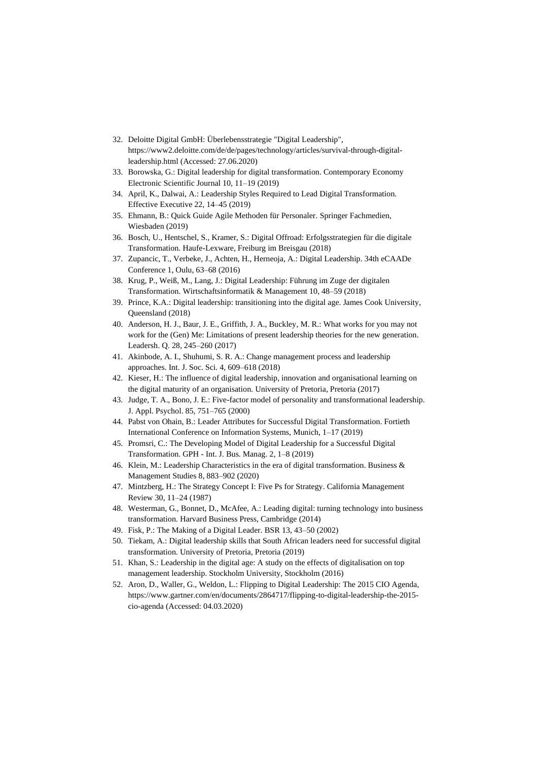32. Deloitte Digital GmbH: Überlebensstrategie "Digital Leadership", https://www2.deloitte.com/de/de/pages/technology/articles/survival-through-digital-leadership.html (Accessed: 27.06.2020)
33. Borowska, G.: Digital leadership for digital transformation. Contemporary Economy Electronic Scientific Journal 10, 11–19 (2019)
34. April, K., Dalwai, A.: Leadership Styles Required to Lead Digital Transformation. Effective Executive 22, 14–45 (2019)
35. Ehmann, B.: Quick Guide Agile Methoden für Personaler. Springer Fachmedien, Wiesbaden (2019)
36. Bosch, U., Hentschel, S., Kramer, S.: Digital Offroad: Erfolgsstrategien für die digitale Transformation. Haufe-Lexware, Freiburg im Breisgau (2018)
37. Zupancic, T., Verbeke, J., Achten, H., Herneoja, A.: Digital Leadership. 34th eCAADe Conference 1, Oulu, 63–68 (2016)
38. Krug, P., Weiß, M., Lang, J.: Digital Leadership: Führung im Zuge der digitalen Transformation. Wirtschaftsinformatik & Management 10, 48–59 (2018)
39. Prince, K.A.: Digital leadership: transitioning into the digital age. James Cook University, Queensland (2018)
40. Anderson, H. J., Baur, J. E., Griffith, J. A., Buckley, M. R.: What works for you may not work for the (Gen) Me: Limitations of present leadership theories for the new generation. Leadersh. Q. 28, 245–260 (2017)
41. Akinbode, A. I., Shuhumi, S. R. A.: Change management process and leadership approaches. Int. J. Soc. Sci. 4, 609–618 (2018)
42. Kieser, H.: The influence of digital leadership, innovation and organisational learning on the digital maturity of an organisation. University of Pretoria, Pretoria (2017)
43. Judge, T. A., Bono, J. E.: Five-factor model of personality and transformational leadership. J. Appl. Psychol. 85, 751–765 (2000)
44. Pabst von Ohain, B.: Leader Attributes for Successful Digital Transformation. Fortieth International Conference on Information Systems, Munich, 1–17 (2019)
45. Promsri, C.: The Developing Model of Digital Leadership for a Successful Digital Transformation. GPH - Int. J. Bus. Manag. 2, 1–8 (2019)
46. Klein, M.: Leadership Characteristics in the era of digital transformation. Business & Management Studies 8, 883–902 (2020)
47. Mintzberg, H.: The Strategy Concept I: Five Ps for Strategy. California Management Review 30, 11–24 (1987)
48. Westerman, G., Bonnet, D., McAfee, A.: Leading digital: turning technology into business transformation. Harvard Business Press, Cambridge (2014)
49. Fisk, P.: The Making of a Digital Leader. BSR 13, 43–50 (2002)
50. Tiekam, A.: Digital leadership skills that South African leaders need for successful digital transformation. University of Pretoria, Pretoria (2019)
51. Khan, S.: Leadership in the digital age: A study on the effects of digitalisation on top management leadership. Stockholm University, Stockholm (2016)
52. Aron, D., Waller, G., Weldon, L.: Flipping to Digital Leadership: The 2015 CIO Agenda, https://www.gartner.com/en/documents/2864717/flipping-to-digital-leadership-the-2015-cio-agenda (Accessed: 04.03.2020)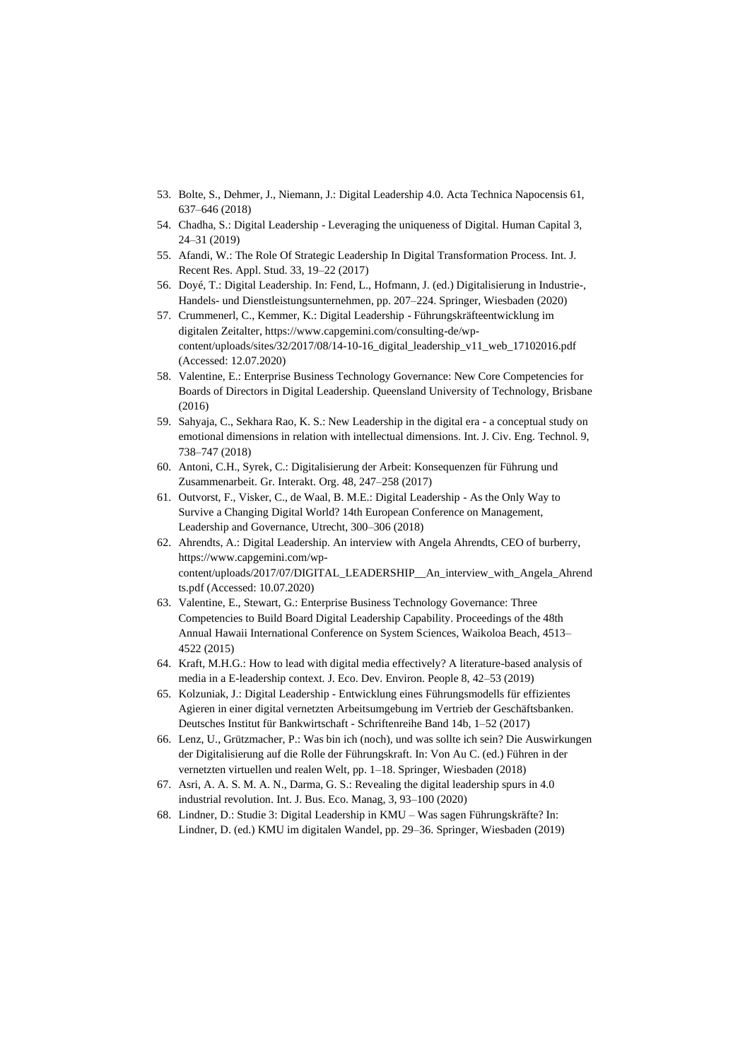53. Bolte, S., Dehmer, J., Niemann, J.: Digital Leadership 4.0. Acta Technica Napocensis 61, 637–646 (2018)
54. Chadha, S.: Digital Leadership - Leveraging the uniqueness of Digital. Human Capital 3, 24–31 (2019)
55. Afandi, W.: The Role Of Strategic Leadership In Digital Transformation Process. Int. J. Recent Res. Appl. Stud. 33, 19–22 (2017)
56. Doyé, T.: Digital Leadership. In: Fend, L., Hofmann, J. (ed.) Digitalisierung in Industrie-, Handels- und Dienstleistungsunternehmen, pp. 207–224. Springer, Wiesbaden (2020)
57. Crummenerl, C., Kemmer, K.: Digital Leadership - Führungskräfteentwicklung im digitalen Zeitalter, https://www.capgemini.com/consulting-de/wp-content/uploads/sites/32/2017/08/14-10-16_digital_leadership_v11_web_17102016.pdf (Accessed: 12.07.2020)
58. Valentine, E.: Enterprise Business Technology Governance: New Core Competencies for Boards of Directors in Digital Leadership. Queensland University of Technology, Brisbane (2016)
59. Sahyaja, C., Sekhara Rao, K. S.: New Leadership in the digital era - a conceptual study on emotional dimensions in relation with intellectual dimensions. Int. J. Civ. Eng. Technol. 9, 738–747 (2018)
60. Antoni, C.H., Syrek, C.: Digitalisierung der Arbeit: Konsequenzen für Führung und Zusammenarbeit. Gr. Interakt. Org. 48, 247–258 (2017)
61. Outvorst, F., Visker, C., de Waal, B. M.E.: Digital Leadership - As the Only Way to Survive a Changing Digital World? 14th European Conference on Management, Leadership and Governance, Utrecht, 300–306 (2018)
62. Ahrendts, A.: Digital Leadership. An interview with Angela Ahrendts, CEO of burberry, https://www.capgemini.com/wp-content/uploads/2017/07/DIGITAL_LEADERSHIP__An_interview_with_Angela_Ahrendts.pdf (Accessed: 10.07.2020)
63. Valentine, E., Stewart, G.: Enterprise Business Technology Governance: Three Competencies to Build Board Digital Leadership Capability. Proceedings of the 48th Annual Hawaii International Conference on System Sciences, Waikoloa Beach, 4513–4522 (2015)
64. Kraft, M.H.G.: How to lead with digital media effectively? A literature-based analysis of media in a E-leadership context. J. Eco. Dev. Environ. People 8, 42–53 (2019)
65. Kolzuniak, J.: Digital Leadership - Entwicklung eines Führungsmodells für effizientes Agieren in einer digital vernetzten Arbeitsumgebung im Vertrieb der Geschäftsbanken. Deutsches Institut für Bankwirtschaft - Schriftenreihe Band 14b, 1–52 (2017)
66. Lenz, U., Grützmacher, P.: Was bin ich (noch), und was sollte ich sein? Die Auswirkungen der Digitalisierung auf die Rolle der Führungskraft. In: Von Au C. (ed.) Führen in der vernetzten virtuellen und realen Welt, pp. 1–18. Springer, Wiesbaden (2018)
67. Asri, A. A. S. M. A. N., Darma, G. S.: Revealing the digital leadership spurs in 4.0 industrial revolution. Int. J. Bus. Eco. Manag, 3, 93–100 (2020)
68. Lindner, D.: Studie 3: Digital Leadership in KMU – Was sagen Führungskräfte? In: Lindner, D. (ed.) KMU im digitalen Wandel, pp. 29–36. Springer, Wiesbaden (2019)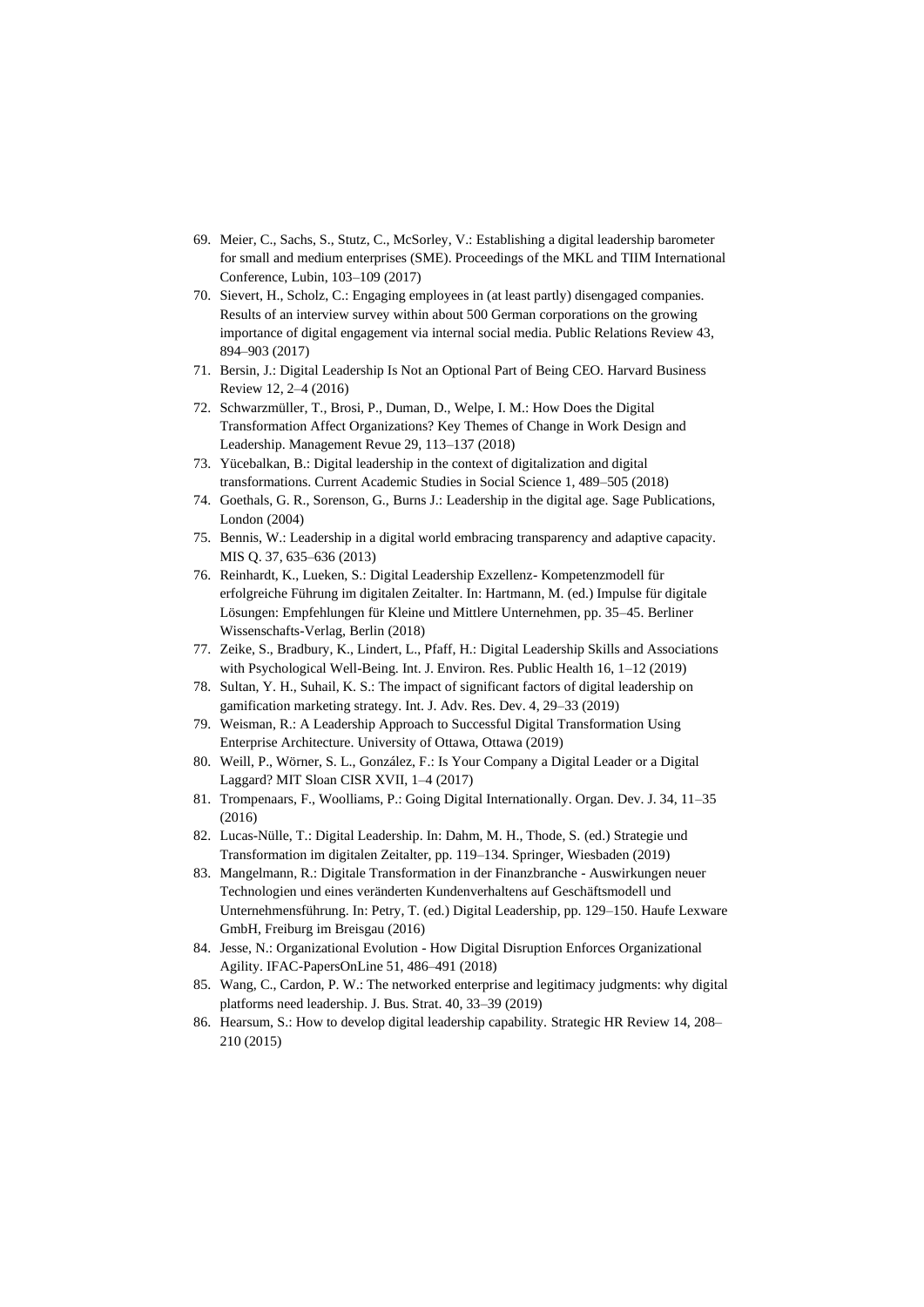69. Meier, C., Sachs, S., Stutz, C., McSorley, V.: Establishing a digital leadership barometer for small and medium enterprises (SME). Proceedings of the MKL and TIIM International Conference, Lubin, 103–109 (2017)
70. Sievert, H., Scholz, C.: Engaging employees in (at least partly) disengaged companies. Results of an interview survey within about 500 German corporations on the growing importance of digital engagement via internal social media. Public Relations Review 43, 894–903 (2017)
71. Bersin, J.: Digital Leadership Is Not an Optional Part of Being CEO. Harvard Business Review 12, 2–4 (2016)
72. Schwarzmüller, T., Brosi, P., Duman, D., Welpe, I. M.: How Does the Digital Transformation Affect Organizations? Key Themes of Change in Work Design and Leadership. Management Revue 29, 113–137 (2018)
73. Yücebalkan, B.: Digital leadership in the context of digitalization and digital transformations. Current Academic Studies in Social Science 1, 489–505 (2018)
74. Goethals, G. R., Sorenson, G., Burns J.: Leadership in the digital age. Sage Publications, London (2004)
75. Bennis, W.: Leadership in a digital world embracing transparency and adaptive capacity. MIS Q. 37, 635–636 (2013)
76. Reinhardt, K., Lueken, S.: Digital Leadership Exzellenz- Kompetenzmodell für erfolgreiche Führung im digitalen Zeitalter. In: Hartmann, M. (ed.) Impulse für digitale Lösungen: Empfehlungen für Kleine und Mittlere Unternehmen, pp. 35–45. Berliner Wissenschafts-Verlag, Berlin (2018)
77. Zeike, S., Bradbury, K., Lindert, L., Pfaff, H.: Digital Leadership Skills and Associations with Psychological Well-Being. Int. J. Environ. Res. Public Health 16, 1–12 (2019)
78. Sultan, Y. H., Suhail, K. S.: The impact of significant factors of digital leadership on gamification marketing strategy. Int. J. Adv. Res. Dev. 4, 29–33 (2019)
79. Weisman, R.: A Leadership Approach to Successful Digital Transformation Using Enterprise Architecture. University of Ottawa, Ottawa (2019)
80. Weill, P., Wörner, S. L., González, F.: Is Your Company a Digital Leader or a Digital Laggard? MIT Sloan CISR XVII, 1–4 (2017)
81. Trompenaars, F., Woolliams, P.: Going Digital Internationally. Organ. Dev. J. 34, 11–35 (2016)
82. Lucas-Nülle, T.: Digital Leadership. In: Dahm, M. H., Thode, S. (ed.) Strategie und Transformation im digitalen Zeitalter, pp. 119–134. Springer, Wiesbaden (2019)
83. Mangelmann, R.: Digitale Transformation in der Finanzbranche - Auswirkungen neuer Technologien und eines veränderten Kundenverhaltens auf Geschäftsmodell und Unternehmensführung. In: Petry, T. (ed.) Digital Leadership, pp. 129–150. Haufe Lexware GmbH, Freiburg im Breisgau (2016)
84. Jesse, N.: Organizational Evolution - How Digital Disruption Enforces Organizational Agility. IFAC-PapersOnLine 51, 486–491 (2018)
85. Wang, C., Cardon, P. W.: The networked enterprise and legitimacy judgments: why digital platforms need leadership. J. Bus. Strat. 40, 33–39 (2019)
86. Hearsum, S.: How to develop digital leadership capability. Strategic HR Review 14, 208–210 (2015)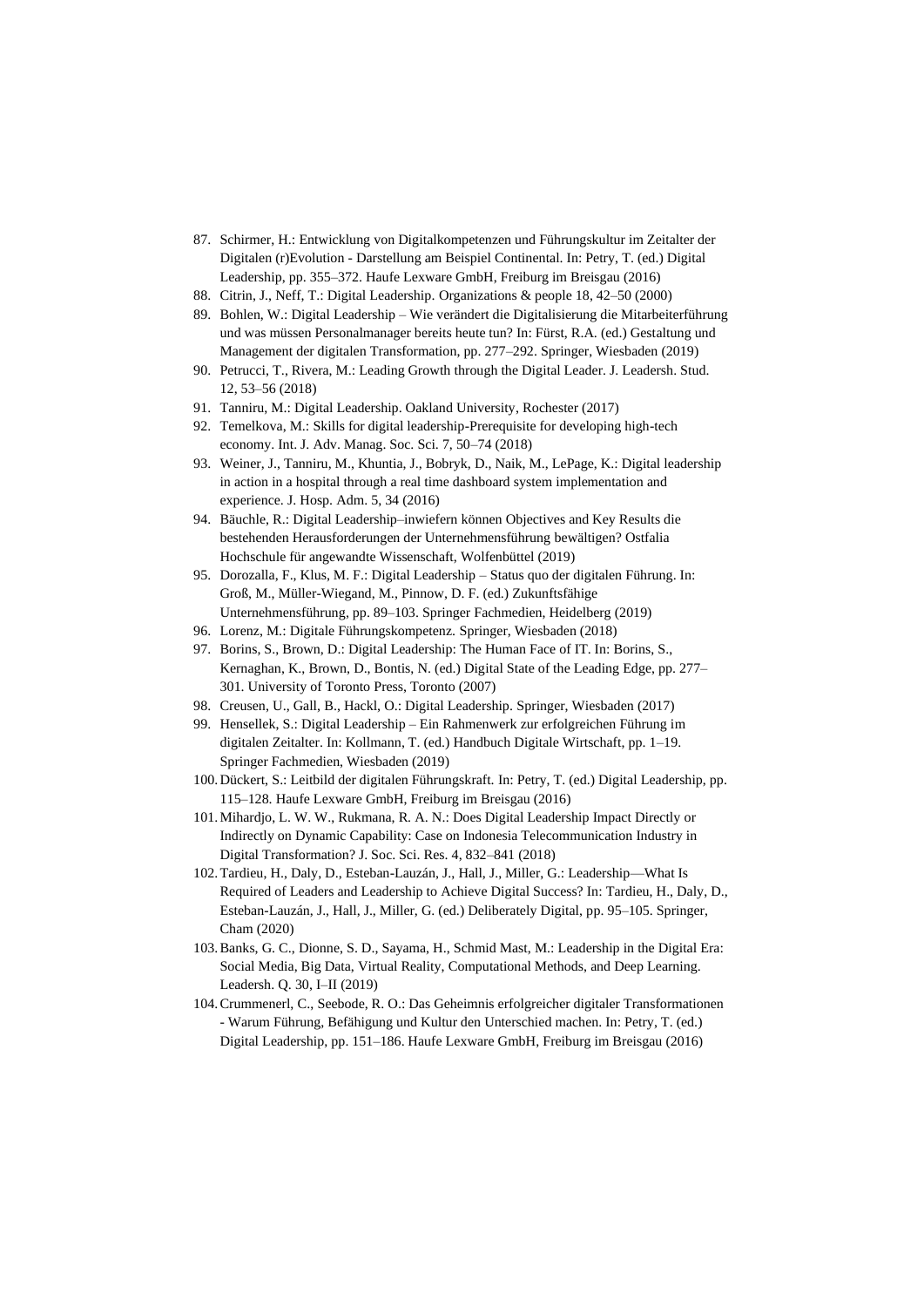87. Schirmer, H.: Entwicklung von Digitalkompetenzen und Führungskultur im Zeitalter der Digitalen (r)Evolution - Darstellung am Beispiel Continental. In: Petry, T. (ed.) Digital Leadership, pp. 355–372. Haufe Lexware GmbH, Freiburg im Breisgau (2016)
88. Citrin, J., Neff, T.: Digital Leadership. Organizations & people 18, 42–50 (2000)
89. Bohlen, W.: Digital Leadership – Wie verändert die Digitalisierung die Mitarbeiterführung und was müssen Personalmanager bereits heute tun? In: Fürst, R.A. (ed.) Gestaltung und Management der digitalen Transformation, pp. 277–292. Springer, Wiesbaden (2019)
90. Petrucci, T., Rivera, M.: Leading Growth through the Digital Leader. J. Leadersh. Stud. 12, 53–56 (2018)
91. Tanniru, M.: Digital Leadership. Oakland University, Rochester (2017)
92. Temelkova, M.: Skills for digital leadership-Prerequisite for developing high-tech economy. Int. J. Adv. Manag. Soc. Sci. 7, 50–74 (2018)
93. Weiner, J., Tanniru, M., Khuntia, J., Bobryk, D., Naik, M., LePage, K.: Digital leadership in action in a hospital through a real time dashboard system implementation and experience. J. Hosp. Adm. 5, 34 (2016)
94. Bäuchle, R.: Digital Leadership–inwiefern können Objectives and Key Results die bestehenden Herausforderungen der Unternehmensführung bewältigen? Ostfalia Hochschule für angewandte Wissenschaft, Wolfenbüttel (2019)
95. Dorozalla, F., Klus, M. F.: Digital Leadership – Status quo der digitalen Führung. In: Groß, M., Müller-Wiegand, M., Pinnow, D. F. (ed.) Zukunftsfähige Unternehmensführung, pp. 89–103. Springer Fachmedien, Heidelberg (2019)
96. Lorenz, M.: Digitale Führungskompetenz. Springer, Wiesbaden (2018)
97. Borins, S., Brown, D.: Digital Leadership: The Human Face of IT. In: Borins, S., Kernaghan, K., Brown, D., Bontis, N. (ed.) Digital State of the Leading Edge, pp. 277–301. University of Toronto Press, Toronto (2007)
98. Creusen, U., Gall, B., Hackl, O.: Digital Leadership. Springer, Wiesbaden (2017)
99. Hensellek, S.: Digital Leadership – Ein Rahmenwerk zur erfolgreichen Führung im digitalen Zeitalter. In: Kollmann, T. (ed.) Handbuch Digitale Wirtschaft, pp. 1–19. Springer Fachmedien, Wiesbaden (2019)
100. Dückert, S.: Leitbild der digitalen Führungskraft. In: Petry, T. (ed.) Digital Leadership, pp. 115–128. Haufe Lexware GmbH, Freiburg im Breisgau (2016)
101. Mihardjo, L. W. W., Rukmana, R. A. N.: Does Digital Leadership Impact Directly or Indirectly on Dynamic Capability: Case on Indonesia Telecommunication Industry in Digital Transformation? J. Soc. Sci. Res. 4, 832–841 (2018)
102. Tardieu, H., Daly, D., Esteban-Lauzán, J., Hall, J., Miller, G.: Leadership—What Is Required of Leaders and Leadership to Achieve Digital Success? In: Tardieu, H., Daly, D., Esteban-Lauzán, J., Hall, J., Miller, G. (ed.) Deliberately Digital, pp. 95–105. Springer, Cham (2020)
103. Banks, G. C., Dionne, S. D., Sayama, H., Schmid Mast, M.: Leadership in the Digital Era: Social Media, Big Data, Virtual Reality, Computational Methods, and Deep Learning. Leadersh. Q. 30, I–II (2019)
104. Crummenerl, C., Seebode, R. O.: Das Geheimnis erfolgreicher digitaler Transformationen - Warum Führung, Befähigung und Kultur den Unterschied machen. In: Petry, T. (ed.) Digital Leadership, pp. 151–186. Haufe Lexware GmbH, Freiburg im Breisgau (2016)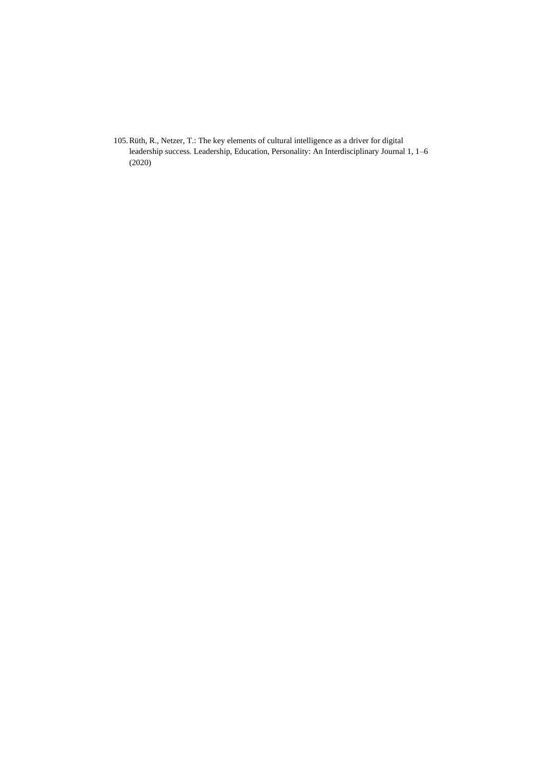105. Rüth, R., Netzer, T.: The key elements of cultural intelligence as a driver for digital leadership success. Leadership, Education, Personality: An Interdisciplinary Journal 1, 1–6 (2020)